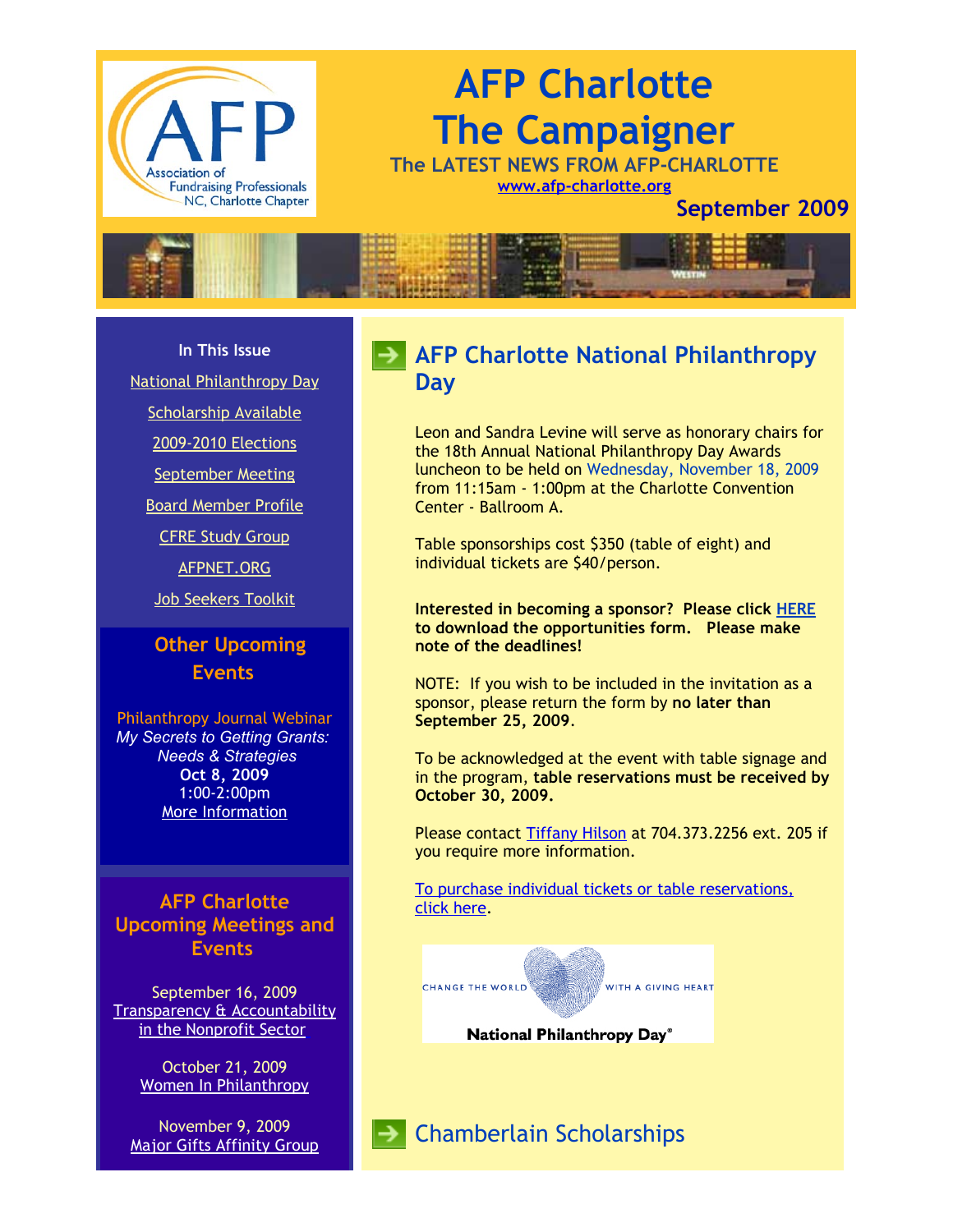# AFP Charlotte The Campaigner

**The LATEST NEWS FROM AFP-CHARLOTTE**

www.afp-charlotte.org

**September 2009**

**In This Issue**

- National Philanthropy Day
- Scholarship Available
- 2009-2010 Elections
- September Meeting
- Board Member Profile
- CFRE Study Group
- AFPNET.ORG
- Job Seekers Toolkit

## Other Upcoming Events

Philanthropy Journal Webinar
*My Secrets to Getting Grants: Needs & Strategies*
**Oct 8, 2009**
1:00-2:00pm
More Information

## AFP Charlotte Upcoming Meetings and Events

September 16, 2009
Transparency & Accountability in the Nonprofit Sector

October 21, 2009
Women In Philanthropy

November 9, 2009
Major Gifts Affinity Group

## AFP Charlotte National Philanthropy Day

Leon and Sandra Levine will serve as honorary chairs for the 18th Annual National Philanthropy Day Awards luncheon to be held on Wednesday, November 18, 2009 from 11:15am - 1:00pm at the Charlotte Convention Center - Ballroom A.

Table sponsorships cost $350 (table of eight) and individual tickets are $40/person.

**Interested in becoming a sponsor? Please click HERE to download the opportunities form. Please make note of the deadlines!**

NOTE: If you wish to be included in the invitation as a sponsor, please return the form by **no later than September 25, 2009**.

To be acknowledged at the event with table signage and in the program, **table reservations must be received by October 30, 2009.**

Please contact Tiffany Hilson at 704.373.2256 ext. 205 if you require more information.

To purchase individual tickets or table reservations, click here.

CHANGE THE WORLD WITH A GIVING HEART
National Philanthropy Day®

## Chamberlain Scholarships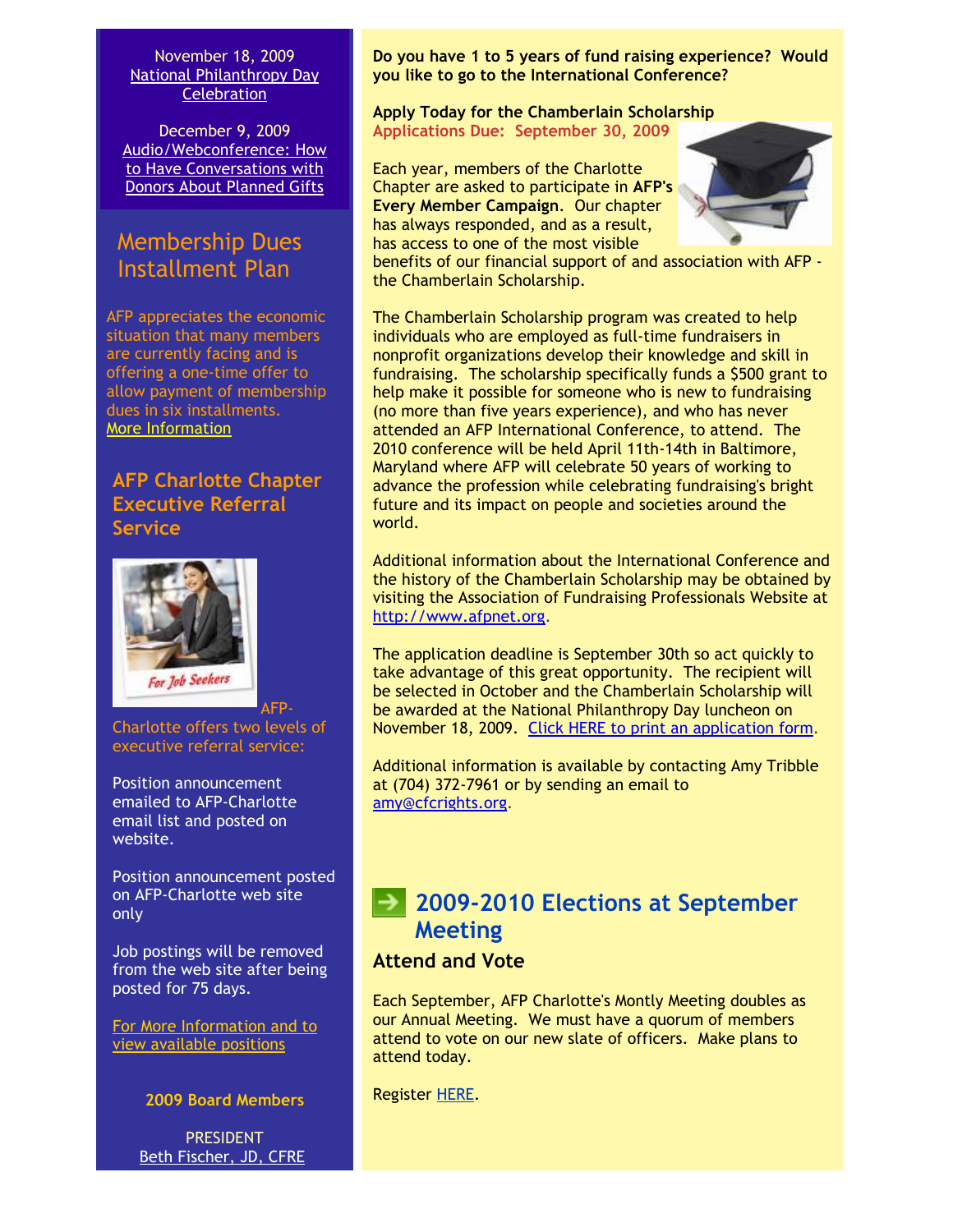November 18, 2009
National Philanthropy Day Celebration

December 9, 2009
Audio/Webconference: How to Have Conversations with Donors About Planned Gifts

## Membership Dues Installment Plan

AFP appreciates the economic situation that many members are currently facing and is offering a one-time offer to allow payment of membership dues in six installments.
More Information

### AFP Charlotte Chapter Executive Referral Service

AFP-Charlotte offers two levels of executive referral service:

Position announcement emailed to AFP-Charlotte email list and posted on website.

Position announcement posted on AFP-Charlotte web site only

Job postings will be removed from the web site after being posted for 75 days.

For More Information and to view available positions

**2009 Board Members**

PRESIDENT
Beth Fischer, JD, CFRE

**Do you have 1 to 5 years of fund raising experience? Would you like to go to the International Conference?**

**Apply Today for the Chamberlain Scholarship**
**Applications Due: September 30, 2009**

Each year, members of the Charlotte Chapter are asked to participate in **AFP's Every Member Campaign**. Our chapter has always responded, and as a result, has access to one of the most visible benefits of our financial support of and association with AFP - the Chamberlain Scholarship.

The Chamberlain Scholarship program was created to help individuals who are employed as full-time fundraisers in nonprofit organizations develop their knowledge and skill in fundraising. The scholarship specifically funds a $500 grant to help make it possible for someone who is new to fundraising (no more than five years experience), and who has never attended an AFP International Conference, to attend. The 2010 conference will be held April 11th-14th in Baltimore, Maryland where AFP will celebrate 50 years of working to advance the profession while celebrating fundraising's bright future and its impact on people and societies around the world.

Additional information about the International Conference and the history of the Chamberlain Scholarship may be obtained by visiting the Association of Fundraising Professionals Website at http://www.afpnet.org.

The application deadline is September 30th so act quickly to take advantage of this great opportunity. The recipient will be selected in October and the Chamberlain Scholarship will be awarded at the National Philanthropy Day luncheon on November 18, 2009. Click HERE to print an application form.

Additional information is available by contacting Amy Tribble at (704) 372-7961 or by sending an email to amy@cfcrights.org.

## 2009-2010 Elections at September Meeting

### Attend and Vote

Each September, AFP Charlotte's Montly Meeting doubles as our Annual Meeting. We must have a quorum of members attend to vote on our new slate of officers. Make plans to attend today.

Register HERE.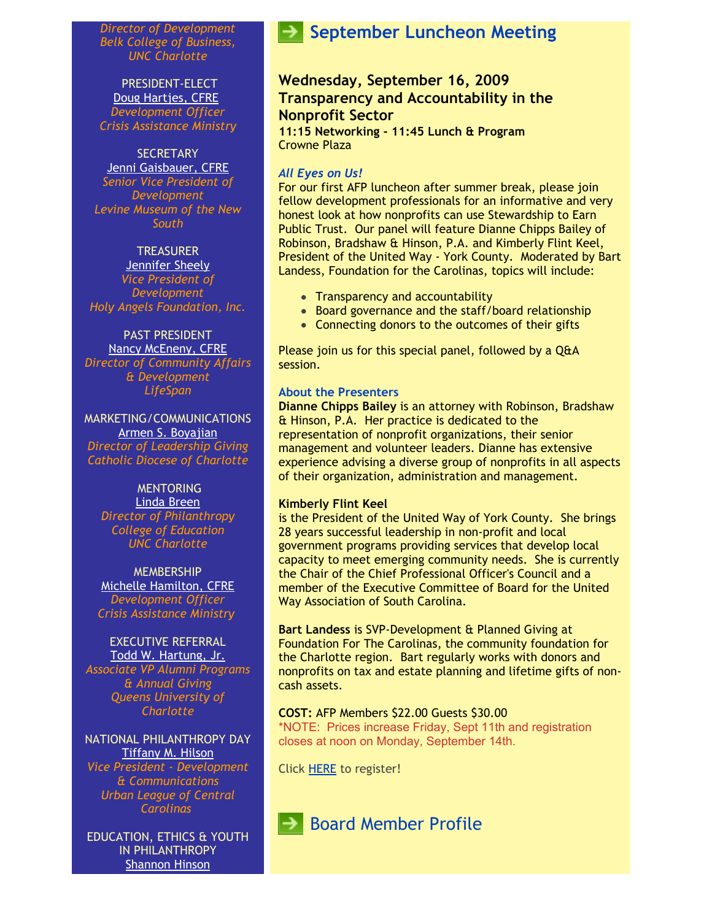*Director of Development*
*Belk College of Business, UNC Charlotte*

PRESIDENT-ELECT
Doug Hartjes, CFRE
*Development Officer*
*Crisis Assistance Ministry*

SECRETARY
Jenni Gaisbauer, CFRE
*Senior Vice President of Development*
*Levine Museum of the New South*

TREASURER
Jennifer Sheely
*Vice President of Development*
*Holy Angels Foundation, Inc.*

PAST PRESIDENT
Nancy McEneny, CFRE
*Director of Community Affairs & Development*
*LifeSpan*

MARKETING/COMMUNICATIONS
Armen S. Boyajian
*Director of Leadership Giving*
*Catholic Diocese of Charlotte*

MENTORING
Linda Breen
*Director of Philanthropy*
*College of Education*
*UNC Charlotte*

MEMBERSHIP
Michelle Hamilton, CFRE
*Development Officer*
*Crisis Assistance Ministry*

EXECUTIVE REFERRAL
Todd W. Hartung, Jr.
*Associate VP Alumni Programs & Annual Giving*
*Queens University of Charlotte*

NATIONAL PHILANTHROPY DAY
Tiffany M. Hilson
*Vice President - Development & Communications*
*Urban League of Central Carolinas*

EDUCATION, ETHICS & YOUTH IN PHILANTHROPY
Shannon Hinson

## September Luncheon Meeting

### Wednesday, September 16, 2009
### Transparency and Accountability in the Nonprofit Sector

**11:15 Networking - 11:45 Lunch & Program**
Crowne Plaza

***All Eyes on Us!***

For our first AFP luncheon after summer break, please join fellow development professionals for an informative and very honest look at how nonprofits can use Stewardship to Earn Public Trust. Our panel will feature Dianne Chipps Bailey of Robinson, Bradshaw & Hinson, P.A. and Kimberly Flint Keel, President of the United Way - York County. Moderated by Bart Landess, Foundation for the Carolinas, topics will include:

- Transparency and accountability
- Board governance and the staff/board relationship
- Connecting donors to the outcomes of their gifts

Please join us for this special panel, followed by a Q&A session.

**About the Presenters**

**Dianne Chipps Bailey** is an attorney with Robinson, Bradshaw & Hinson, P.A. Her practice is dedicated to the representation of nonprofit organizations, their senior management and volunteer leaders. Dianne has extensive experience advising a diverse group of nonprofits in all aspects of their organization, administration and management.

**Kimberly Flint Keel**
is the President of the United Way of York County. She brings 28 years successful leadership in non-profit and local government programs providing services that develop local capacity to meet emerging community needs. She is currently the Chair of the Chief Professional Officer's Council and a member of the Executive Committee of Board for the United Way Association of South Carolina.

**Bart Landess** is SVP-Development & Planned Giving at Foundation For The Carolinas, the community foundation for the Charlotte region. Bart regularly works with donors and nonprofits on tax and estate planning and lifetime gifts of non-cash assets.

**COST:** AFP Members $22.00 Guests $30.00
*NOTE: Prices increase Friday, Sept 11th and registration closes at noon on Monday, September 14th.

Click HERE to register!

## Board Member Profile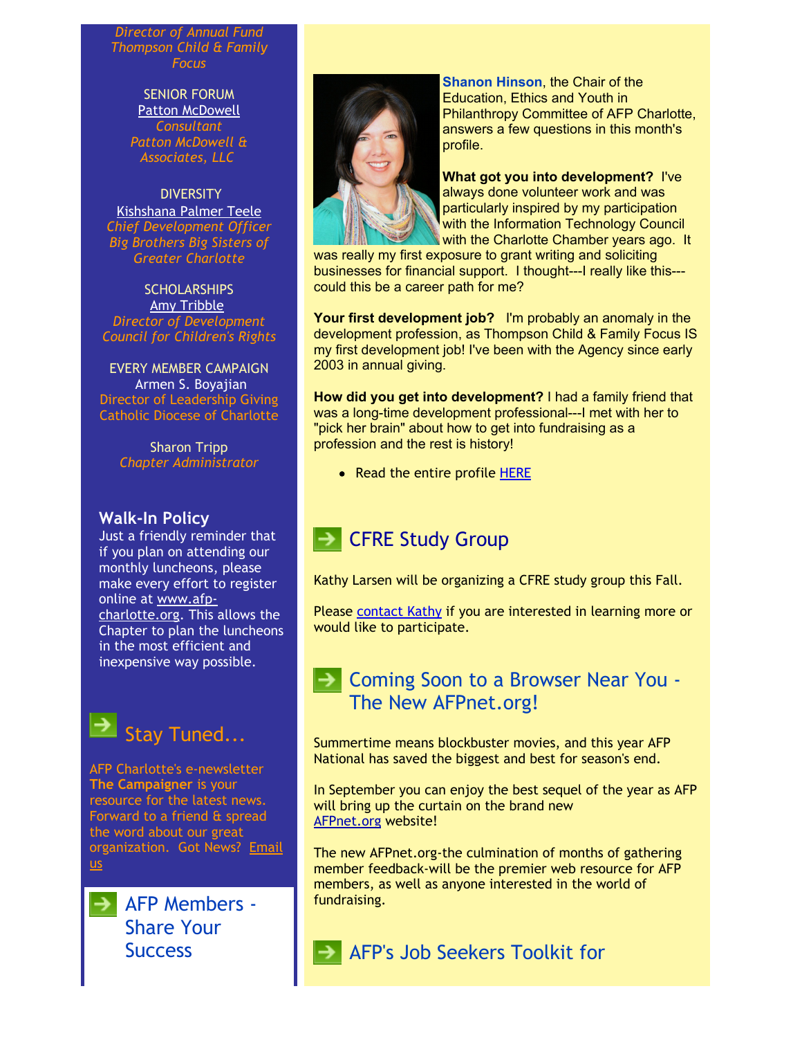*Director of Annual Fund*
*Thompson Child & Family Focus*

SENIOR FORUM
Patton McDowell
*Consultant*
*Patton McDowell & Associates, LLC*

DIVERSITY
Kishshana Palmer Teele
*Chief Development Officer*
*Big Brothers Big Sisters of Greater Charlotte*

SCHOLARSHIPS
Amy Tribble
*Director of Development*
*Council for Children's Rights*

EVERY MEMBER CAMPAIGN
Armen S. Boyajian
Director of Leadership Giving
Catholic Diocese of Charlotte

Sharon Tripp
*Chapter Administrator*

### Walk-In Policy

Just a friendly reminder that if you plan on attending our monthly luncheons, please make every effort to register online at www.afp-charlotte.org. This allows the Chapter to plan the luncheons in the most efficient and inexpensive way possible.

## Stay Tuned...

AFP Charlotte's e-newsletter **The Campaigner** is your resource for the latest news. Forward to a friend & spread the word about our great organization. Got News? Email us

## AFP Members - Share Your Success

**Shanon Hinson**, the Chair of the Education, Ethics and Youth in Philanthropy Committee of AFP Charlotte, answers a few questions in this month's profile.

**What got you into development?** I've always done volunteer work and was particularly inspired by my participation with the Information Technology Council with the Charlotte Chamber years ago. It was really my first exposure to grant writing and soliciting businesses for financial support. I thought---I really like this---could this be a career path for me?

**Your first development job?** I'm probably an anomaly in the development profession, as Thompson Child & Family Focus IS my first development job! I've been with the Agency since early 2003 in annual giving.

**How did you get into development?** I had a family friend that was a long-time development professional---I met with her to "pick her brain" about how to get into fundraising as a profession and the rest is history!

- Read the entire profile HERE

## CFRE Study Group

Kathy Larsen will be organizing a CFRE study group this Fall.

Please contact Kathy if you are interested in learning more or would like to participate.

## Coming Soon to a Browser Near You - The New AFPnet.org!

Summertime means blockbuster movies, and this year AFP National has saved the biggest and best for season's end.

In September you can enjoy the best sequel of the year as AFP will bring up the curtain on the brand new AFPnet.org website!

The new AFPnet.org-the culmination of months of gathering member feedback-will be the premier web resource for AFP members, as well as anyone interested in the world of fundraising.

## AFP's Job Seekers Toolkit for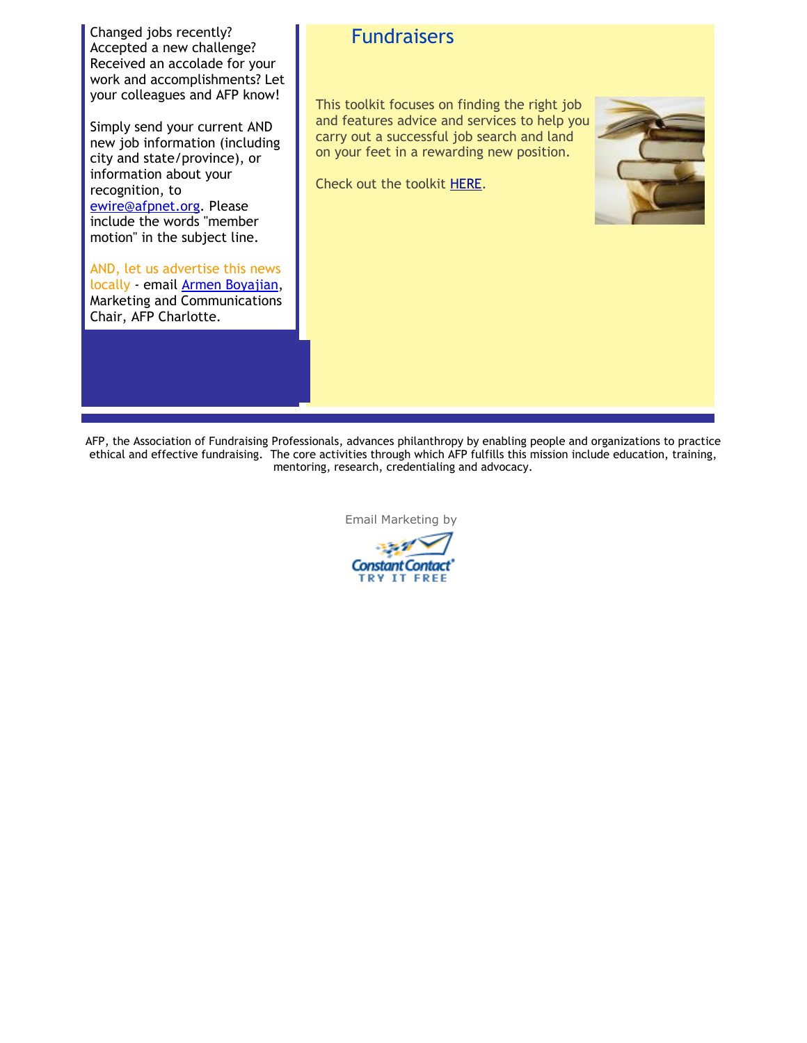Changed jobs recently? Accepted a new challenge? Received an accolade for your work and accomplishments? Let your colleagues and AFP know!

Simply send your current AND new job information (including city and state/province), or information about your recognition, to ewire@afpnet.org. Please include the words "member motion" in the subject line.

AND, let us advertise this news locally - email Armen Boyajian, Marketing and Communications Chair, AFP Charlotte.

## Fundraisers

This toolkit focuses on finding the right job and features advice and services to help you carry out a successful job search and land on your feet in a rewarding new position.

Check out the toolkit HERE.

AFP, the Association of Fundraising Professionals, advances philanthropy by enabling people and organizations to practice ethical and effective fundraising. The core activities through which AFP fulfills this mission include education, training, mentoring, research, credentialing and advocacy.

Email Marketing by

Constant Contact TRY IT FREE